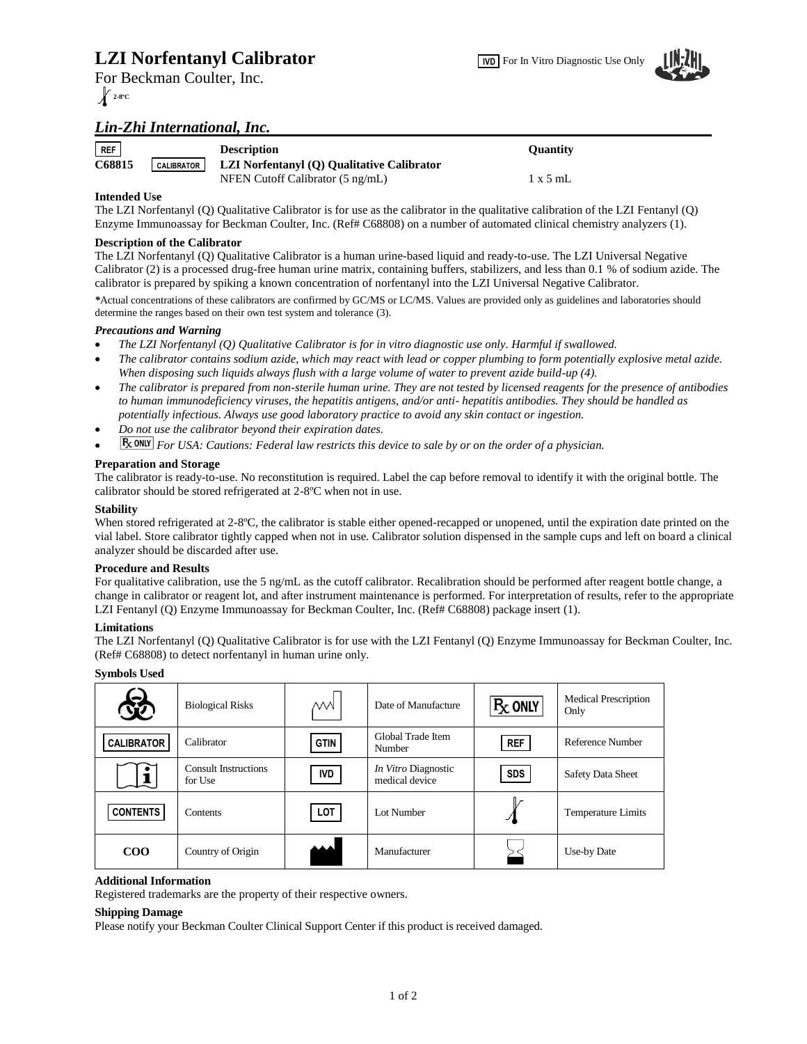# LZI Norfentanyl Calibrator

IVD For In Vitro Diagnostic Use Only

For Beckman Coulter, Inc.

2-8ºC

## *Lin-Zhi International, Inc.*

| REF | | Description | Quantity |
|---|---|---|---|
| C68815 | CALIBRATOR | **LZI Norfentanyl (Q) Qualitative Calibrator** | |
| | | NFEN Cutoff Calibrator (5 ng/mL) | 1 x 5 mL |

**Intended Use**

The LZI Norfentanyl (Q) Qualitative Calibrator is for use as the calibrator in the qualitative calibration of the LZI Fentanyl (Q) Enzyme Immunoassay for Beckman Coulter, Inc. (Ref# C68808) on a number of automated clinical chemistry analyzers (1).

**Description of the Calibrator**

The LZI Norfentanyl (Q) Qualitative Calibrator is a human urine-based liquid and ready-to-use. The LZI Universal Negative Calibrator (2) is a processed drug-free human urine matrix, containing buffers, stabilizers, and less than 0.1 % of sodium azide. The calibrator is prepared by spiking a known concentration of norfentanyl into the LZI Universal Negative Calibrator.

*Actual concentrations of these calibrators are confirmed by GC/MS or LC/MS. Values are provided only as guidelines and laboratories should determine the ranges based on their own test system and tolerance (3).

***Precautions and Warning***

- *The LZI Norfentanyl (Q) Qualitative Calibrator is for in vitro diagnostic use only. Harmful if swallowed.*
- *The calibrator contains sodium azide, which may react with lead or copper plumbing to form potentially explosive metal azide. When disposing such liquids always flush with a large volume of water to prevent azide build-up (4).*
- *The calibrator is prepared from non-sterile human urine. They are not tested by licensed reagents for the presence of antibodies to human immunodeficiency viruses, the hepatitis antigens, and/or anti- hepatitis antibodies. They should be handled as potentially infectious. Always use good laboratory practice to avoid any skin contact or ingestion.*
- *Do not use the calibrator beyond their expiration dates.*
- Rx ONLY *For USA: Cautions: Federal law restricts this device to sale by or on the order of a physician.*

**Preparation and Storage**

The calibrator is ready-to-use. No reconstitution is required. Label the cap before removal to identify it with the original bottle. The calibrator should be stored refrigerated at 2-8ºC when not in use.

**Stability**

When stored refrigerated at 2-8ºC, the calibrator is stable either opened-recapped or unopened, until the expiration date printed on the vial label. Store calibrator tightly capped when not in use. Calibrator solution dispensed in the sample cups and left on board a clinical analyzer should be discarded after use.

**Procedure and Results**

For qualitative calibration, use the 5 ng/mL as the cutoff calibrator. Recalibration should be performed after reagent bottle change, a change in calibrator or reagent lot, and after instrument maintenance is performed. For interpretation of results, refer to the appropriate LZI Fentanyl (Q) Enzyme Immunoassay for Beckman Coulter, Inc. (Ref# C68808) package insert (1).

**Limitations**

The LZI Norfentanyl (Q) Qualitative Calibrator is for use with the LZI Fentanyl (Q) Enzyme Immunoassay for Beckman Coulter, Inc. (Ref# C68808) to detect norfentanyl in human urine only.

**Symbols Used**

| Symbol | Meaning | Symbol | Meaning | Symbol | Meaning |
|---|---|---|---|---|---|
| (biohazard) | Biological Risks | (date of manufacture) | Date of Manufacture | Rx ONLY | Medical Prescription Only |
| CALIBRATOR | Calibrator | GTIN | Global Trade Item Number | REF | Reference Number |
| (i) | Consult Instructions for Use | IVD | *In Vitro* Diagnostic medical device | SDS | Safety Data Sheet |
| CONTENTS | Contents | LOT | Lot Number | (thermometer) | Temperature Limits |
| COO | Country of Origin | (factory) | Manufacturer | (hourglass) | Use-by Date |

**Additional Information**

Registered trademarks are the property of their respective owners.

**Shipping Damage**

Please notify your Beckman Coulter Clinical Support Center if this product is received damaged.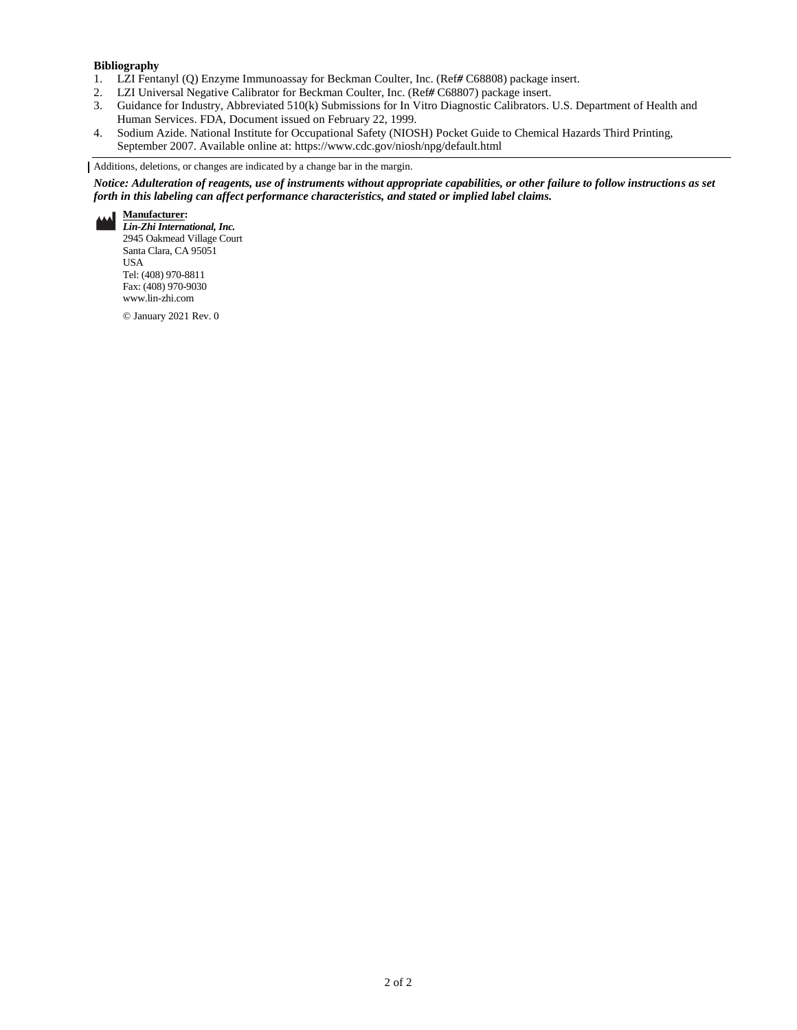**Bibliography**

1. LZI Fentanyl (Q) Enzyme Immunoassay for Beckman Coulter, Inc. (Ref# C68808) package insert.
2. LZI Universal Negative Calibrator for Beckman Coulter, Inc. (Ref# C68807) package insert.
3. Guidance for Industry, Abbreviated 510(k) Submissions for In Vitro Diagnostic Calibrators. U.S. Department of Health and Human Services. FDA, Document issued on February 22, 1999.
4. Sodium Azide. National Institute for Occupational Safety (NIOSH) Pocket Guide to Chemical Hazards Third Printing, September 2007. Available online at: https://www.cdc.gov/niosh/npg/default.html

Additions, deletions, or changes are indicated by a change bar in the margin.

***Notice: Adulteration of reagents, use of instruments without appropriate capabilities, or other failure to follow instructions as set forth in this labeling can affect performance characteristics, and stated or implied label claims.***

**Manufacturer:**
***Lin-Zhi International, Inc.***
2945 Oakmead Village Court
Santa Clara, CA 95051
USA
Tel: (408) 970-8811
Fax: (408) 970-9030
www.lin-zhi.com

© January 2021 Rev. 0